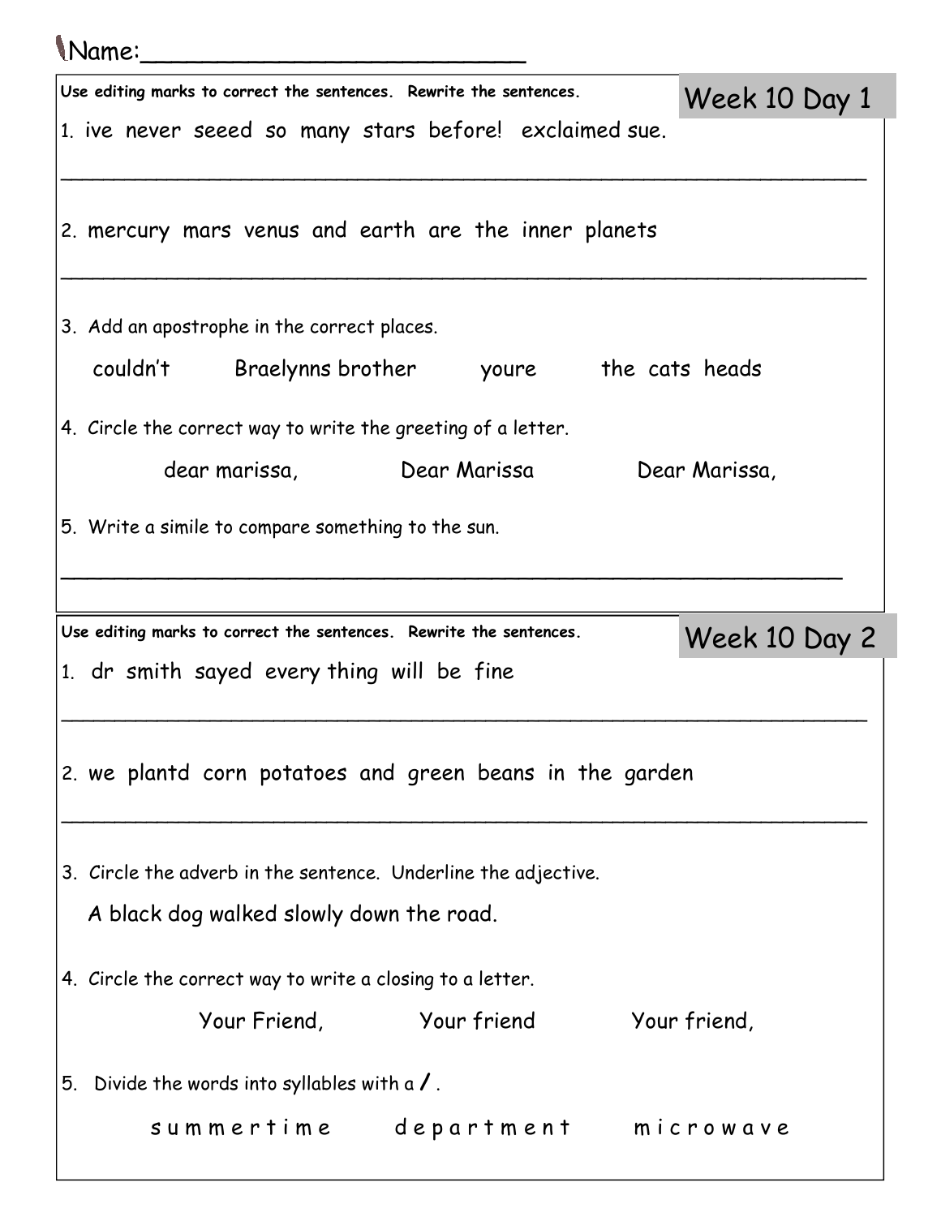Name:________________________

## Week 10 Day 1

**Use editing marks to correct the sentences. Rewrite the sentences.**

1. ive never seeed so many stars before! exclaimed sue.

_______________________________________________________________

2. mercury mars venus and earth are the inner planets

_______________________________________________________________

3. Add an apostrophe in the correct places.

   couldn't    Braelynns brother    youre    the cats heads

4. Circle the correct way to write the greeting of a letter.

   dear marissa,    Dear Marissa    Dear Marissa,

5. Write a simile to compare something to the sun.

_______________________________________________________________

## Week 10 Day 2

**Use editing marks to correct the sentences. Rewrite the sentences.**

1. dr smith sayed every thing will be fine

_______________________________________________________________

2. we plantd corn potatoes and green beans in the garden

_______________________________________________________________

3. Circle the adverb in the sentence. Underline the adjective.

   A black dog walked slowly down the road.

4. Circle the correct way to write a closing to a letter.

   Your Friend,    Your friend    Your friend,

5. Divide the words into syllables with a / .

   s u m m e r t i m e    d e p a r t m e n t    m i c r o w a v e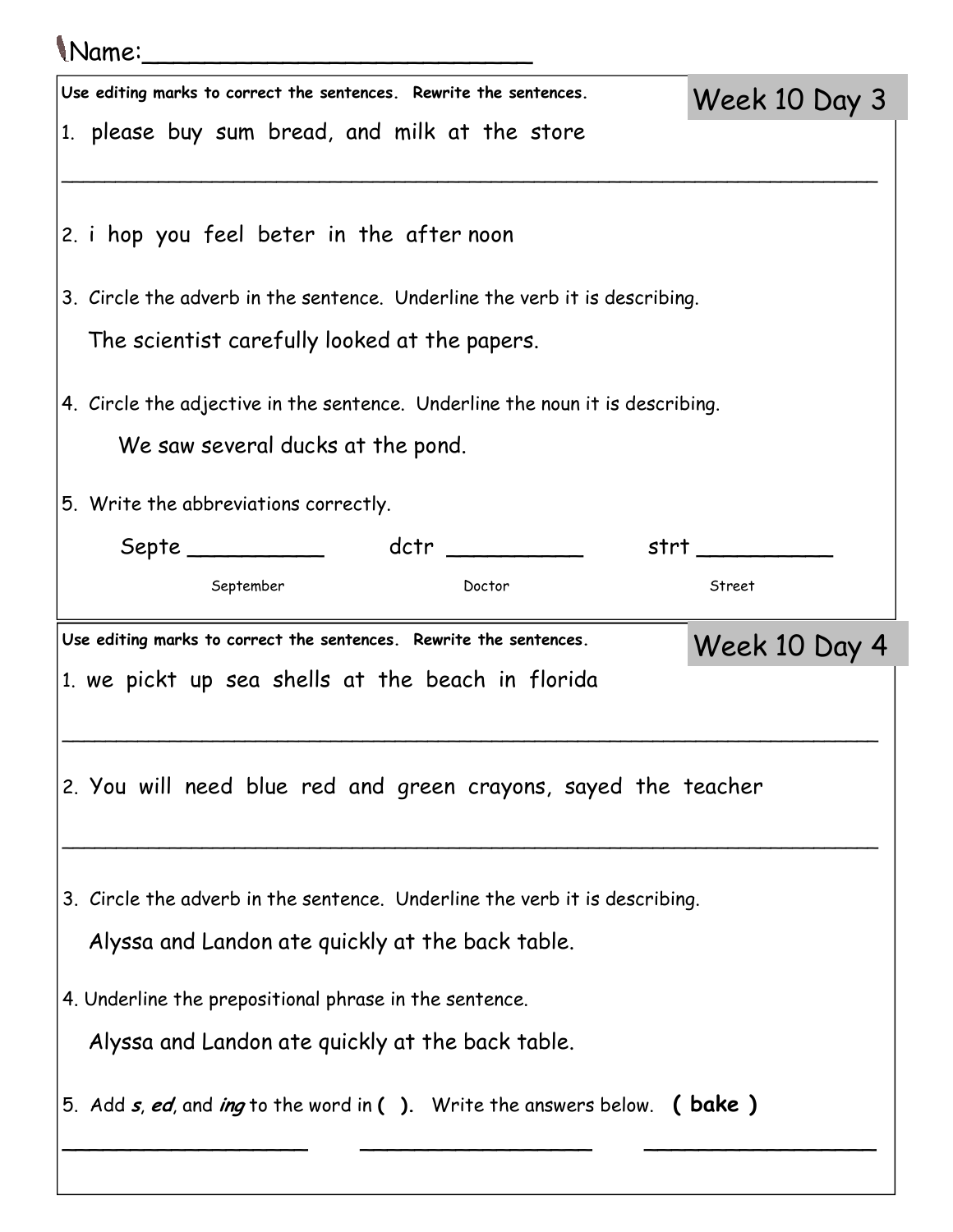Name:_________________________

Use editing marks to correct the sentences. Rewrite the sentences.

## Week 10 Day 3

1. please buy sum bread, and milk at the store

_______________________________________________________________

2. i hop you feel beter in the after noon

3. Circle the adverb in the sentence. Underline the verb it is describing.

   The scientist carefully looked at the papers.

4. Circle the adjective in the sentence. Underline the noun it is describing.

   We saw several ducks at the pond.

5. Write the abbreviations correctly.

   Septe __________ (September) dctr __________ (Doctor) strt __________ (Street)

Use editing marks to correct the sentences. Rewrite the sentences.

## Week 10 Day 4

1. we pickt up sea shells at the beach in florida

_______________________________________________________________

2. You will need blue red and green crayons, sayed the teacher

_______________________________________________________________

3. Circle the adverb in the sentence. Underline the verb it is describing.

   Alyssa and Landon ate quickly at the back table.

4. Underline the prepositional phrase in the sentence.

   Alyssa and Landon ate quickly at the back table.

5. Add ***s***, ***ed***, and ***ing*** to the word in **( )**. Write the answers below. **( bake )**

___________________ ___________________ ___________________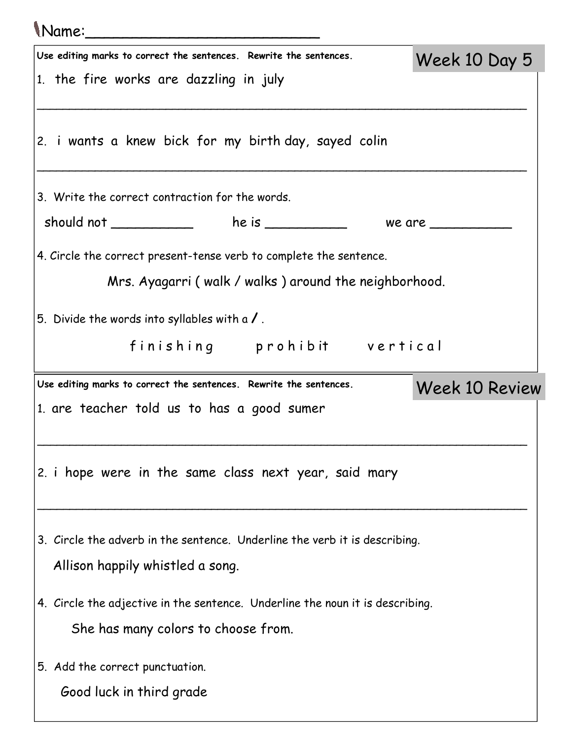Name:_________________________

## Week 10 Day 5

**Use editing marks to correct the sentences. Rewrite the sentences.**

1. the fire works are dazzling in july

_______________________________________________________________

2. i wants a knew bick for my birth day, sayed colin

_______________________________________________________________

3. Write the correct contraction for the words.

should not __________ he is __________ we are __________

4. Circle the correct present-tense verb to complete the sentence.

Mrs. Ayagarri ( walk / walks ) around the neighborhood.

5. Divide the words into syllables with a **/** .

f i n i s h i n g p r o h i b i t v e r t i c a l

## Week 10 Review

**Use editing marks to correct the sentences. Rewrite the sentences.**

1. are teacher told us to has a good sumer

_______________________________________________________________

2. i hope were in the same class next year, said mary

_______________________________________________________________

3. Circle the adverb in the sentence. Underline the verb it is describing.

Allison happily whistled a song.

4. Circle the adjective in the sentence. Underline the noun it is describing.

She has many colors to choose from.

5. Add the correct punctuation.

Good luck in third grade